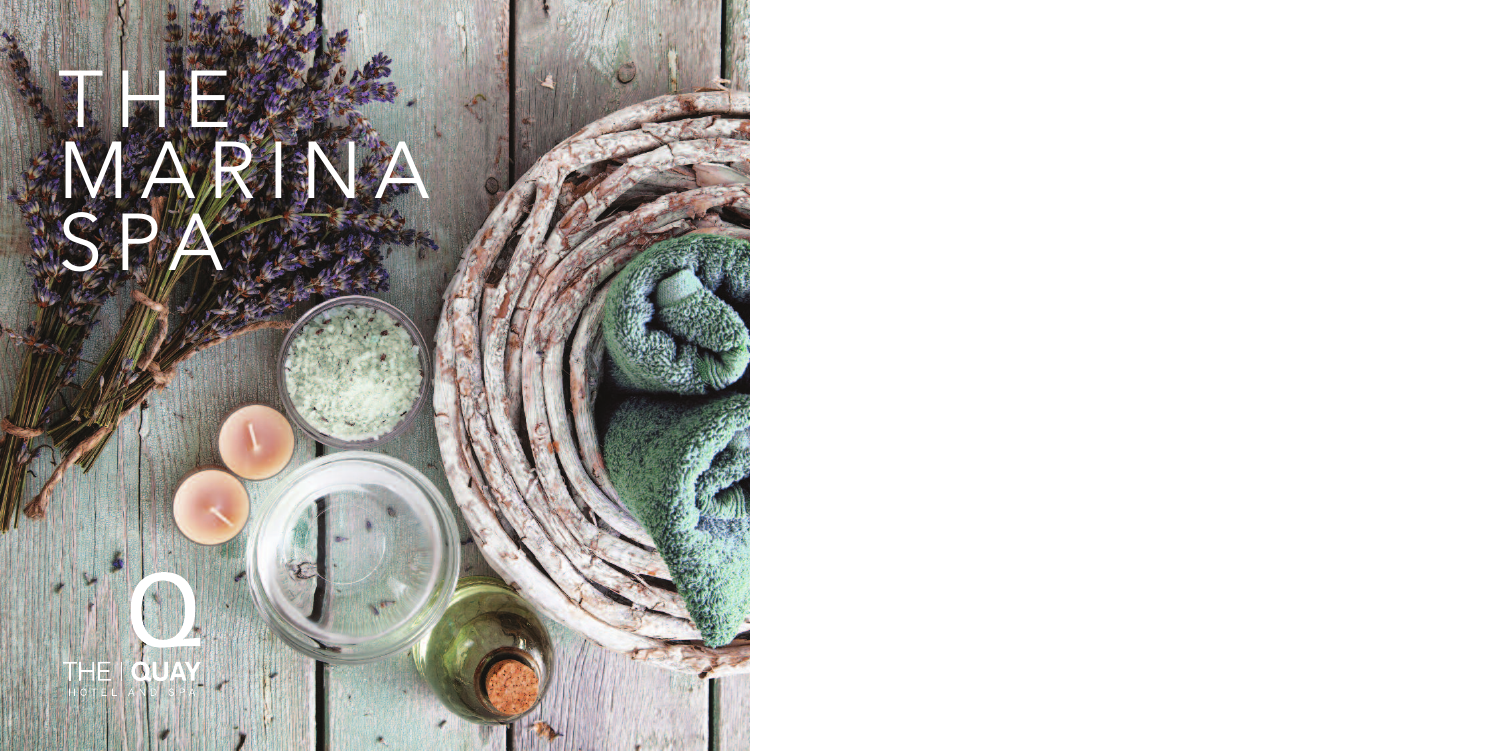# THE MARINA SPA

THE | QUAY
HOTEL AND SPA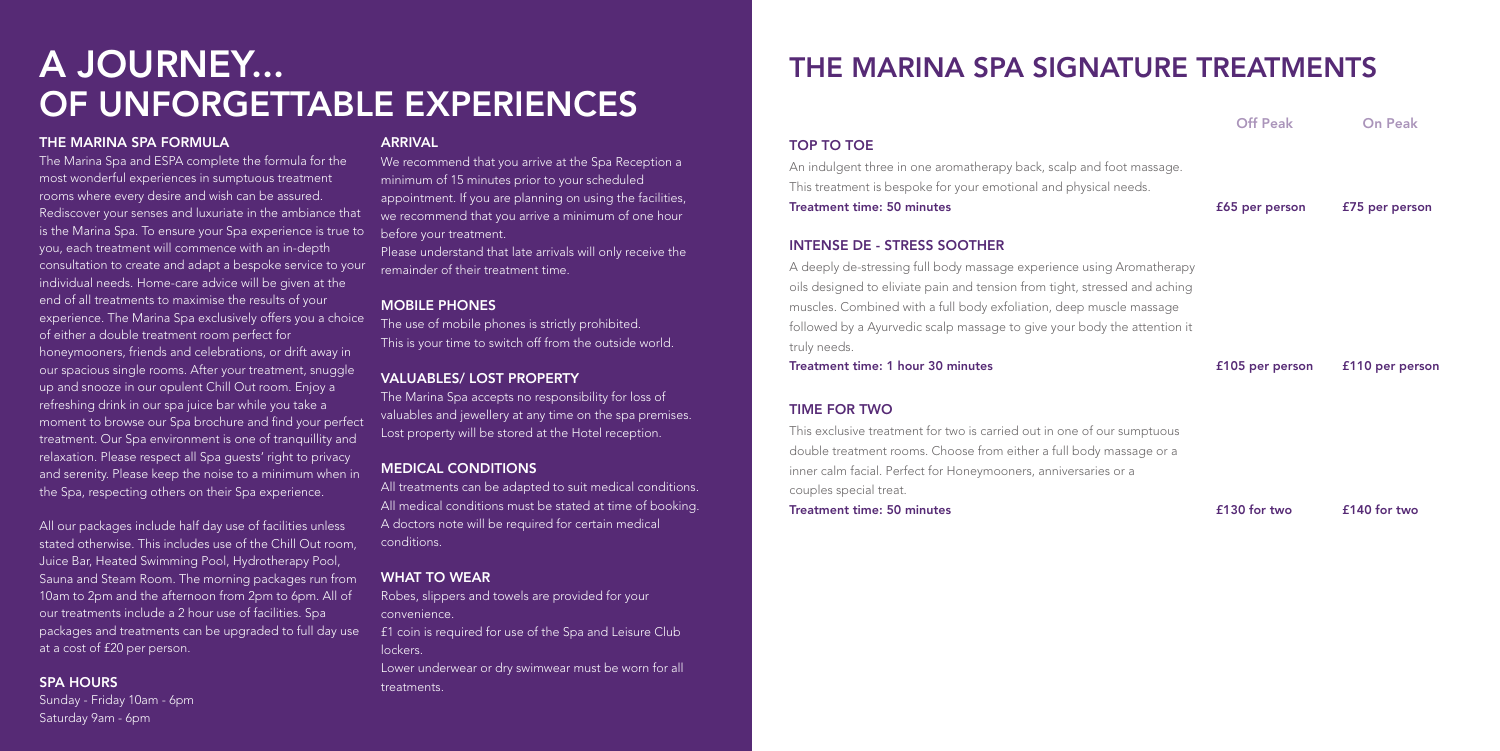# A JOURNEY... OF UNFORGETTABLE EXPERIENCES

### THE MARINA SPA FORMULA

The Marina Spa and ESPA complete the formula for the most wonderful experiences in sumptuous treatment rooms where every desire and wish can be assured. Rediscover your senses and luxuriate in the ambiance that is the Marina Spa. To ensure your Spa experience is true to you, each treatment will commence with an in-depth consultation to create and adapt a bespoke service to your individual needs. Home-care advice will be given at the end of all treatments to maximise the results of your experience. The Marina Spa exclusively offers you a choice of either a double treatment room perfect for honeymooners, friends and celebrations, or drift away in our spacious single rooms. After your treatment, snuggle up and snooze in our opulent Chill Out room. Enjoy a refreshing drink in our spa juice bar while you take a moment to browse our Spa brochure and find your perfect treatment. Our Spa environment is one of tranquillity and relaxation. Please respect all Spa guests' right to privacy and serenity. Please keep the noise to a minimum when in the Spa, respecting others on their Spa experience.

All our packages include half day use of facilities unless stated otherwise. This includes use of the Chill Out room, Juice Bar, Heated Swimming Pool, Hydrotherapy Pool, Sauna and Steam Room. The morning packages run from 10am to 2pm and the afternoon from 2pm to 6pm. All of our treatments include a 2 hour use of facilities. Spa packages and treatments can be upgraded to full day use at a cost of £20 per person.

### SPA HOURS

Sunday - Friday 10am - 6pm
Saturday 9am - 6pm

### ARRIVAL

We recommend that you arrive at the Spa Reception a minimum of 15 minutes prior to your scheduled appointment. If you are planning on using the facilities, we recommend that you arrive a minimum of one hour before your treatment.

Please understand that late arrivals will only receive the remainder of their treatment time.

### MOBILE PHONES

The use of mobile phones is strictly prohibited. This is your time to switch off from the outside world.

### VALUABLES/ LOST PROPERTY

The Marina Spa accepts no responsibility for loss of valuables and jewellery at any time on the spa premises. Lost property will be stored at the Hotel reception.

### MEDICAL CONDITIONS

All treatments can be adapted to suit medical conditions. All medical conditions must be stated at time of booking. A doctors note will be required for certain medical conditions.

### WHAT TO WEAR

Robes, slippers and towels are provided for your convenience.

£1 coin is required for use of the Spa and Leisure Club lockers.

Lower underwear or dry swimwear must be worn for all treatments.

# THE MARINA SPA SIGNATURE TREATMENTS

| | Off Peak | On Peak |
|---|---|---|
| **TOP TO TOE**<br>An indulgent three in one aromatherapy back, scalp and foot massage. This treatment is bespoke for your emotional and physical needs.<br>**Treatment time: 50 minutes** | £65 per person | £75 per person |
| **INTENSE DE - STRESS SOOTHER**<br>A deeply de-stressing full body massage experience using Aromatherapy oils designed to eliviate pain and tension from tight, stressed and aching muscles. Combined with a full body exfoliation, deep muscle massage followed by a Ayurvedic scalp massage to give your body the attention it truly needs.<br>**Treatment time: 1 hour 30 minutes** | £105 per person | £110 per person |
| **TIME FOR TWO**<br>This exclusive treatment for two is carried out in one of our sumptuous double treatment rooms. Choose from either a full body massage or a inner calm facial. Perfect for Honeymooners, anniversaries or a couples special treat.<br>**Treatment time: 50 minutes** | £130 for two | £140 for two |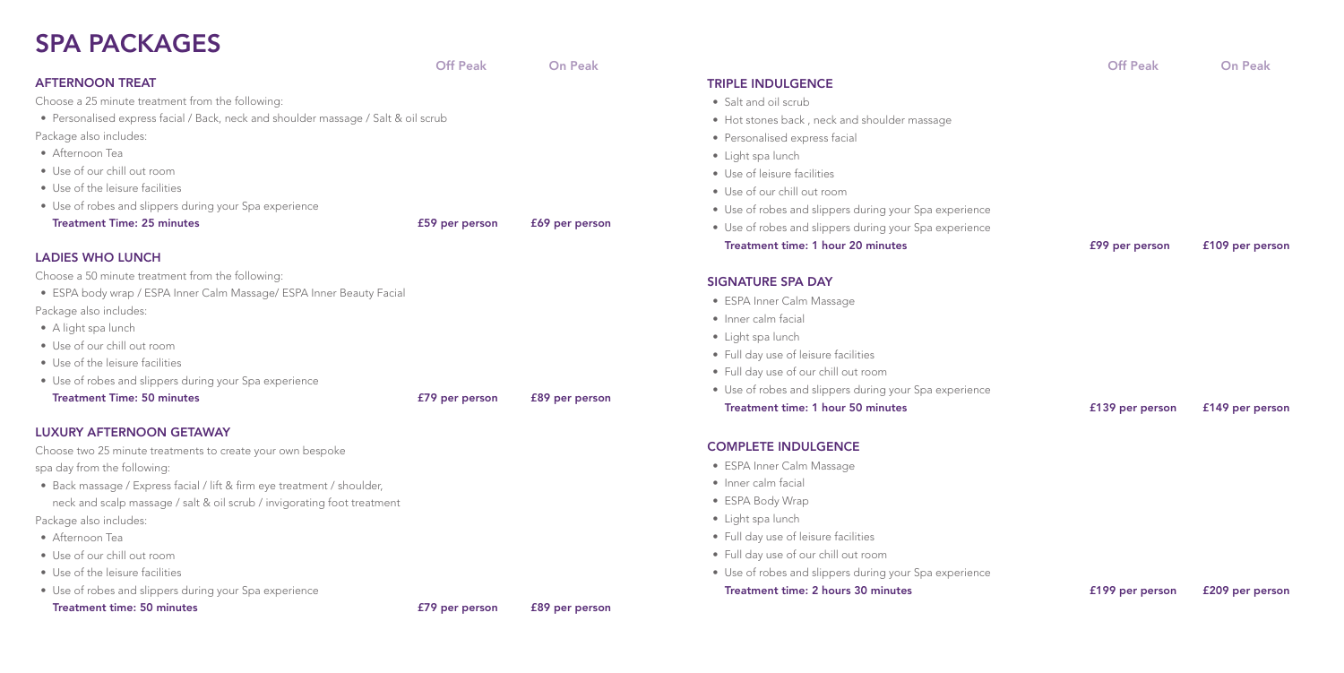# SPA PACKAGES

## AFTERNOON TREAT

Choose a 25 minute treatment from the following:

- Personalised express facial / Back, neck and shoulder massage / Salt & oil scrub

Package also includes:

- Afternoon Tea
- Use of our chill out room
- Use of the leisure facilities
- Use of robes and slippers during your Spa experience

**Treatment Time: 25 minutes**

| Off Peak | On Peak |
|---|---|
| £59 per person | £69 per person |

## LADIES WHO LUNCH

Choose a 50 minute treatment from the following:

- ESPA body wrap / ESPA Inner Calm Massage/ ESPA Inner Beauty Facial

Package also includes:

- A light spa lunch
- Use of our chill out room
- Use of the leisure facilities
- Use of robes and slippers during your Spa experience

**Treatment Time: 50 minutes**

| Off Peak | On Peak |
|---|---|
| £79 per person | £89 per person |

## LUXURY AFTERNOON GETAWAY

Choose two 25 minute treatments to create your own bespoke spa day from the following:

- Back massage / Express facial / lift & firm eye treatment / shoulder, neck and scalp massage / salt & oil scrub / invigorating foot treatment

Package also includes:

- Afternoon Tea
- Use of our chill out room
- Use of the leisure facilities
- Use of robes and slippers during your Spa experience

**Treatment time: 50 minutes**

| Off Peak | On Peak |
|---|---|
| £79 per person | £89 per person |

## TRIPLE INDULGENCE

- Salt and oil scrub
- Hot stones back , neck and shoulder massage
- Personalised express facial
- Light spa lunch
- Use of leisure facilities
- Use of our chill out room
- Use of robes and slippers during your Spa experience
- Use of robes and slippers during your Spa experience

**Treatment time: 1 hour 20 minutes**

| Off Peak | On Peak |
|---|---|
| £99 per person | £109 per person |

## SIGNATURE SPA DAY

- ESPA Inner Calm Massage
- Inner calm facial
- Light spa lunch
- Full day use of leisure facilities
- Full day use of our chill out room
- Use of robes and slippers during your Spa experience

**Treatment time: 1 hour 50 minutes**

| Off Peak | On Peak |
|---|---|
| £139 per person | £149 per person |

## COMPLETE INDULGENCE

- ESPA Inner Calm Massage
- Inner calm facial
- ESPA Body Wrap
- Light spa lunch
- Full day use of leisure facilities
- Full day use of our chill out room
- Use of robes and slippers during your Spa experience

**Treatment time: 2 hours 30 minutes**

| Off Peak | On Peak |
|---|---|
| £199 per person | £209 per person |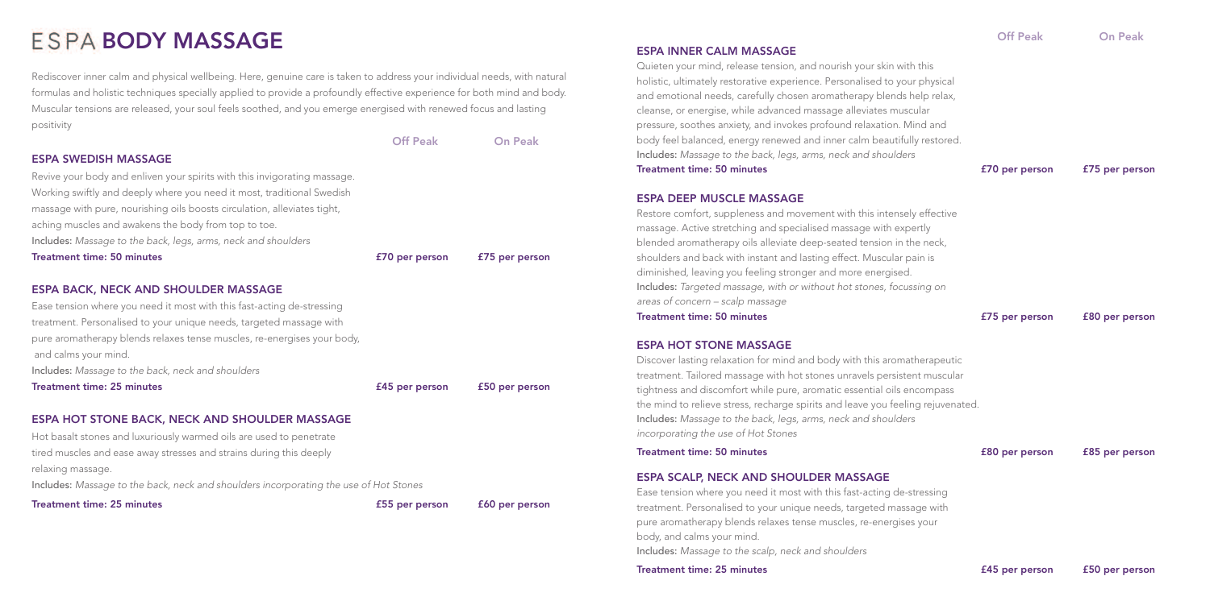# ESPA BODY MASSAGE

Rediscover inner calm and physical wellbeing. Here, genuine care is taken to address your individual needs, with natural formulas and holistic techniques specially applied to provide a profoundly effective experience for both mind and body. Muscular tensions are released, your soul feels soothed, and you emerge energised with renewed focus and lasting positivity

| | Off Peak | On Peak |
|---|---|---|

### ESPA SWEDISH MASSAGE

Revive your body and enliven your spirits with this invigorating massage. Working swiftly and deeply where you need it most, traditional Swedish massage with pure, nourishing oils boosts circulation, alleviates tight, aching muscles and awakens the body from top to toe.

**Includes:** *Massage to the back, legs, arms, neck and shoulders*

**Treatment time: 50 minutes** — Off Peak: £70 per person — On Peak: £75 per person

### ESPA BACK, NECK AND SHOULDER MASSAGE

Ease tension where you need it most with this fast-acting de-stressing treatment. Personalised to your unique needs, targeted massage with pure aromatherapy blends relaxes tense muscles, re-energises your body, and calms your mind.

**Includes:** *Massage to the back, neck and shoulders*

**Treatment time: 25 minutes** — Off Peak: £45 per person — On Peak: £50 per person

### ESPA HOT STONE BACK, NECK AND SHOULDER MASSAGE

Hot basalt stones and luxuriously warmed oils are used to penetrate tired muscles and ease away stresses and strains during this deeply relaxing massage.

**Includes:** *Massage to the back, neck and shoulders incorporating the use of Hot Stones*

**Treatment time: 25 minutes** — Off Peak: £55 per person — On Peak: £60 per person

### ESPA INNER CALM MASSAGE

Quieten your mind, release tension, and nourish your skin with this holistic, ultimately restorative experience. Personalised to your physical and emotional needs, carefully chosen aromatherapy blends help relax, cleanse, or energise, while advanced massage alleviates muscular pressure, soothes anxiety, and invokes profound relaxation. Mind and body feel balanced, energy renewed and inner calm beautifully restored.

**Includes:** *Massage to the back, legs, arms, neck and shoulders*

**Treatment time: 50 minutes** — Off Peak: £70 per person — On Peak: £75 per person

### ESPA DEEP MUSCLE MASSAGE

Restore comfort, suppleness and movement with this intensely effective massage. Active stretching and specialised massage with expertly blended aromatherapy oils alleviate deep-seated tension in the neck, shoulders and back with instant and lasting effect. Muscular pain is diminished, leaving you feeling stronger and more energised.

**Includes:** *Targeted massage, with or without hot stones, focussing on areas of concern – scalp massage*

**Treatment time: 50 minutes** — Off Peak: £75 per person — On Peak: £80 per person

### ESPA HOT STONE MASSAGE

Discover lasting relaxation for mind and body with this aromatherapeutic treatment. Tailored massage with hot stones unravels persistent muscular tightness and discomfort while pure, aromatic essential oils encompass the mind to relieve stress, recharge spirits and leave you feeling rejuvenated.

**Includes:** *Massage to the back, legs, arms, neck and shoulders incorporating the use of Hot Stones*

**Treatment time: 50 minutes** — Off Peak: £80 per person — On Peak: £85 per person

### ESPA SCALP, NECK AND SHOULDER MASSAGE

Ease tension where you need it most with this fast-acting de-stressing treatment. Personalised to your unique needs, targeted massage with pure aromatherapy blends relaxes tense muscles, re-energises your body, and calms your mind.

**Includes:** *Massage to the scalp, neck and shoulders*

**Treatment time: 25 minutes** — Off Peak: £45 per person — On Peak: £50 per person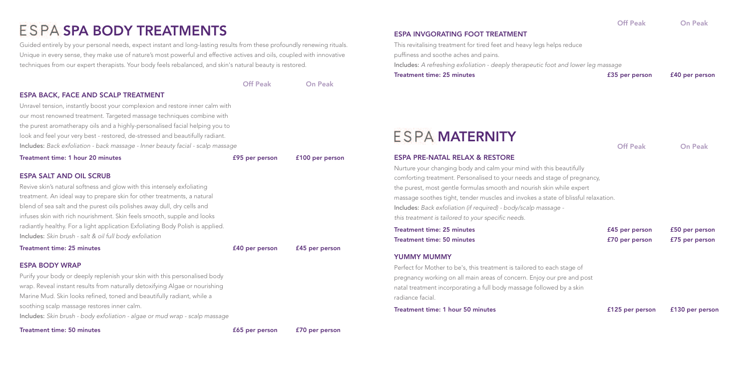# ESPA SPA BODY TREATMENTS

Guided entirely by your personal needs, expect instant and long-lasting results from these profoundly renewing rituals. Unique in every sense, they make use of nature's most powerful and effective actives and oils, coupled with innovative techniques from our expert therapists. Your body feels rebalanced, and skin's natural beauty is restored.

| | Off Peak | On Peak |
|---|---|---|

### ESPA BACK, FACE AND SCALP TREATMENT

Unravel tension, instantly boost your complexion and restore inner calm with our most renowned treatment. Targeted massage techniques combine with the purest aromatherapy oils and a highly-personalised facial helping you to look and feel your very best - restored, de-stressed and beautifully radiant.

**Includes:** *Back exfoliation - back massage - Inner beauty facial - scalp massage*

| | Off Peak | On Peak |
|---|---|---|
| **Treatment time: 1 hour 20 minutes** | £95 per person | £100 per person |

### ESPA SALT AND OIL SCRUB

Revive skin's natural softness and glow with this intensely exfoliating treatment. An ideal way to prepare skin for other treatments, a natural blend of sea salt and the purest oils polishes away dull, dry cells and infuses skin with rich nourishment. Skin feels smooth, supple and looks radiantly healthy. For a light application Exfoliating Body Polish is applied.

**Includes:** *Skin brush - salt & oil full body exfoliation*

| | Off Peak | On Peak |
|---|---|---|
| **Treatment time: 25 minutes** | £40 per person | £45 per person |

### ESPA BODY WRAP

Purify your body or deeply replenish your skin with this personalised body wrap. Reveal instant results from naturally detoxifying Algae or nourishing Marine Mud. Skin looks refined, toned and beautifully radiant, while a soothing scalp massage restores inner calm.

**Includes:** *Skin brush - body exfoliation - algae or mud wrap - scalp massage*

| | Off Peak | On Peak |
|---|---|---|
| **Treatment time: 50 minutes** | £65 per person | £70 per person |

### ESPA INVGORATING FOOT TREATMENT

This revitalising treatment for tired feet and heavy legs helps reduce puffiness and soothe aches and pains.

**Includes:** *A refreshing exfoliation - deeply therapeutic foot and lower leg massage*

| | Off Peak | On Peak |
|---|---|---|
| **Treatment time: 25 minutes** | £35 per person | £40 per person |

# ESPA MATERNITY

### ESPA PRE-NATAL RELAX & RESTORE

Nurture your changing body and calm your mind with this beautifully comforting treatment. Personalised to your needs and stage of pregnancy, the purest, most gentle formulas smooth and nourish skin while expert massage soothes tight, tender muscles and invokes a state of blissful relaxation.

**Includes:** *Back exfoliation (if required) - body/scalp massage - this treatment is tailored to your specific needs.*

| | Off Peak | On Peak |
|---|---|---|
| **Treatment time: 25 minutes** | £45 per person | £50 per person |
| **Treatment time: 50 minutes** | £70 per person | £75 per person |

### YUMMY MUMMY

Perfect for Mother to be's, this treatment is tailored to each stage of pregnancy working on all main areas of concern. Enjoy our pre and post natal treatment incorporating a full body massage followed by a skin radiance facial.

| | Off Peak | On Peak |
|---|---|---|
| **Treatment time: 1 hour 50 minutes** | £125 per person | £130 per person |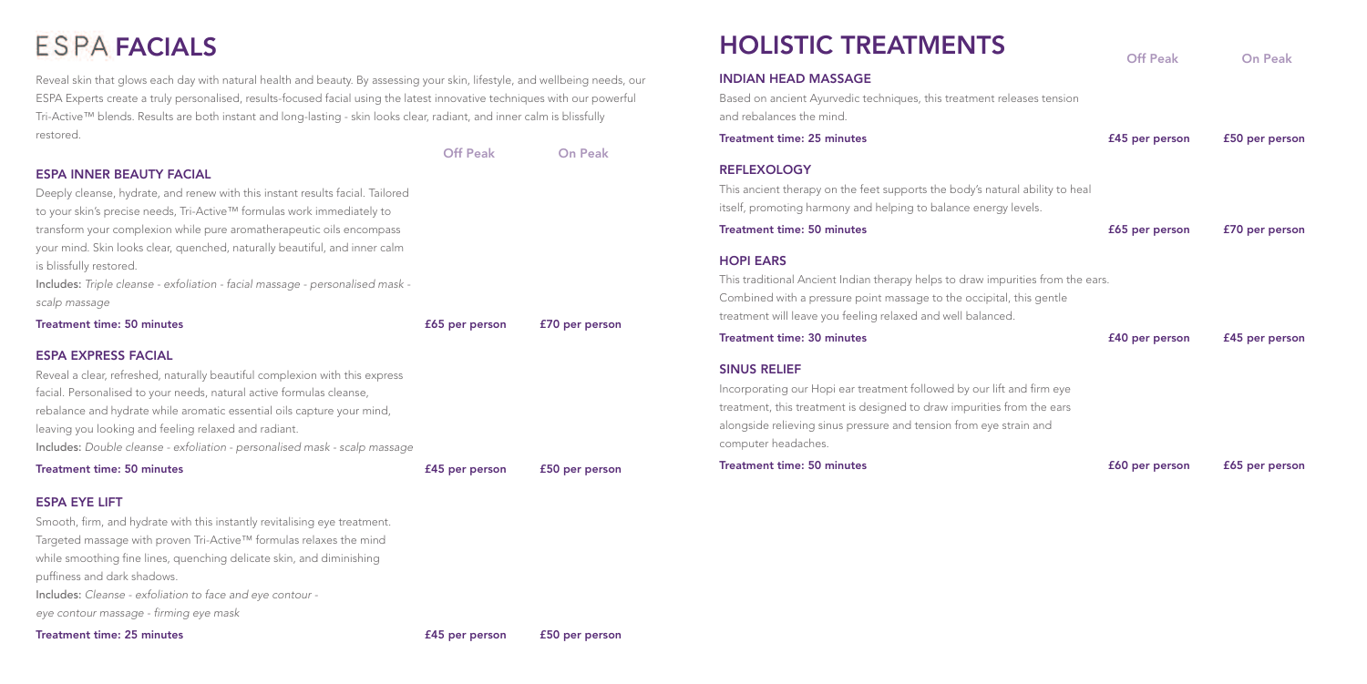# ESPA FACIALS

Reveal skin that glows each day with natural health and beauty. By assessing your skin, lifestyle, and wellbeing needs, our ESPA Experts create a truly personalised, results-focused facial using the latest innovative techniques with our powerful Tri-Active™ blends. Results are both instant and long-lasting - skin looks clear, radiant, and inner calm is blissfully restored.

| | Off Peak | On Peak |
|---|---|---|

### ESPA INNER BEAUTY FACIAL

Deeply cleanse, hydrate, and renew with this instant results facial. Tailored to your skin's precise needs, Tri-Active™ formulas work immediately to transform your complexion while pure aromatherapeutic oils encompass your mind. Skin looks clear, quenched, naturally beautiful, and inner calm is blissfully restored.

**Includes:** *Triple cleanse - exfoliation - facial massage - personalised mask - scalp massage*

| Treatment time: 50 minutes | £65 per person | £70 per person |
|---|---|---|

### ESPA EXPRESS FACIAL

Reveal a clear, refreshed, naturally beautiful complexion with this express facial. Personalised to your needs, natural active formulas cleanse, rebalance and hydrate while aromatic essential oils capture your mind, leaving you looking and feeling relaxed and radiant.

**Includes:** *Double cleanse - exfoliation - personalised mask - scalp massage*

| Treatment time: 50 minutes | £45 per person | £50 per person |
|---|---|---|

### ESPA EYE LIFT

Smooth, firm, and hydrate with this instantly revitalising eye treatment. Targeted massage with proven Tri-Active™ formulas relaxes the mind while smoothing fine lines, quenching delicate skin, and diminishing puffiness and dark shadows.

**Includes:** *Cleanse - exfoliation to face and eye contour - eye contour massage - firming eye mask*

| Treatment time: 25 minutes | £45 per person | £50 per person |
|---|---|---|

# HOLISTIC TREATMENTS

| | Off Peak | On Peak |
|---|---|---|

### INDIAN HEAD MASSAGE

Based on ancient Ayurvedic techniques, this treatment releases tension and rebalances the mind.

| Treatment time: 25 minutes | £45 per person | £50 per person |
|---|---|---|

### REFLEXOLOGY

This ancient therapy on the feet supports the body's natural ability to heal itself, promoting harmony and helping to balance energy levels.

| Treatment time: 50 minutes | £65 per person | £70 per person |
|---|---|---|

### HOPI EARS

This traditional Ancient Indian therapy helps to draw impurities from the ears. Combined with a pressure point massage to the occipital, this gentle treatment will leave you feeling relaxed and well balanced.

| Treatment time: 30 minutes | £40 per person | £45 per person |
|---|---|---|

### SINUS RELIEF

Incorporating our Hopi ear treatment followed by our lift and firm eye treatment, this treatment is designed to draw impurities from the ears alongside relieving sinus pressure and tension from eye strain and computer headaches.

| Treatment time: 50 minutes | £60 per person | £65 per person |
|---|---|---|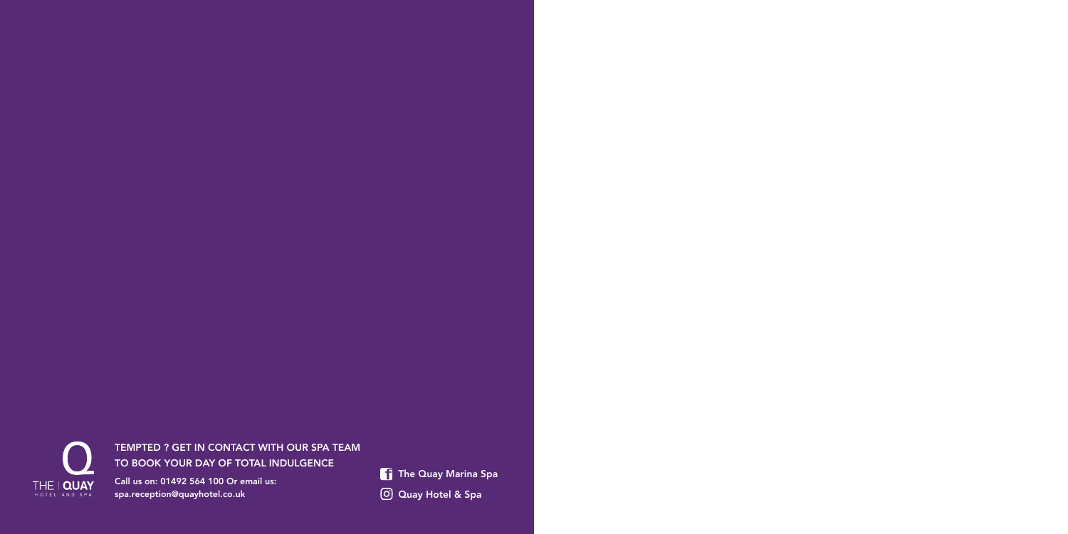THE | QUAY
HOTEL AND SPA

**TEMPTED ? GET IN CONTACT WITH OUR SPA TEAM TO BOOK YOUR DAY OF TOTAL INDULGENCE**

Call us on: 01492 564 100 Or email us:
spa.reception@quayhotel.co.uk

The Quay Marina Spa

Quay Hotel & Spa